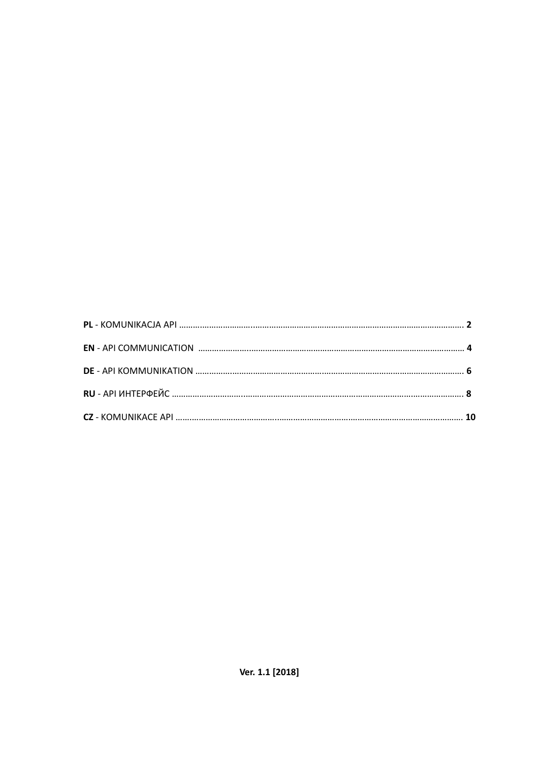**PL** - KOMUNIKACJA API ........................................................................................................................ 2

**EN** - API COMMUNICATION ................................................................................................................... 4

**DE** - API KOMMUNIKATION .................................................................................................................... 6

**RU** - API ИНТЕРФЕЙС .............................................................................................................................. 8

**CZ** - KOMUNIKACE API ........................................................................................................................... 10

**Ver. 1.1 [2018]**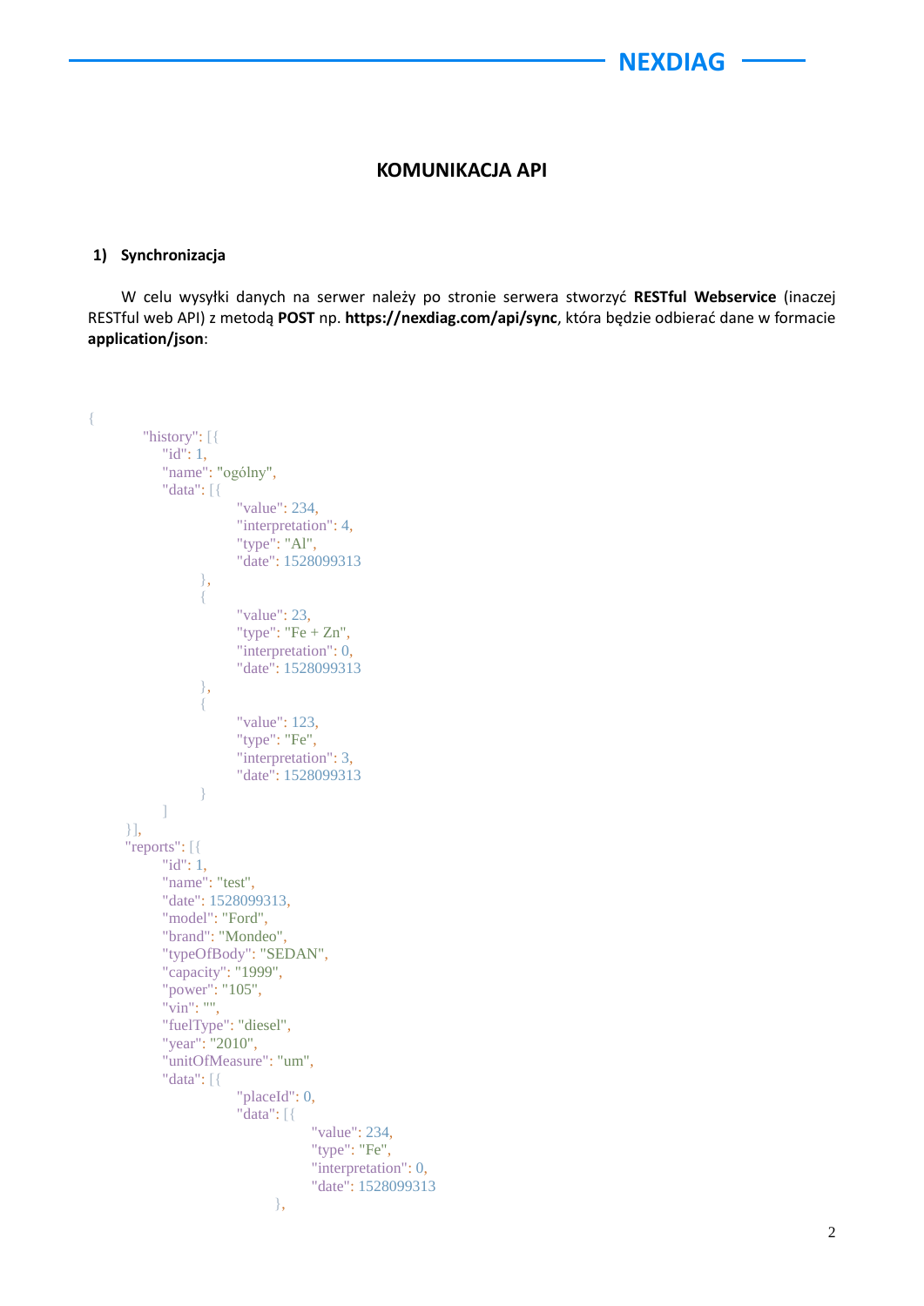## KOMUNIKACJA API

### 1) Synchronizacja

W celu wysyłki danych na serwer należy po stronie serwera stworzyć **RESTful Webservice** (inaczej RESTful web API) z metodą **POST** np. **https://nexdiag.com/api/sync**, która będzie odbierać dane w formacie **application/json**:

```
{
        "history": [{
            "id": 1,
            "name": "ogólny",
            "data": [{
                    "value": 234,
                    "interpretation": 4,
                    "type": "Al",
                    "date": 1528099313
                },
                {
                    "value": 23,
                    "type": "Fe + Zn",
                    "interpretation": 0,
                    "date": 1528099313
                },
                {
                    "value": 123,
                    "type": "Fe",
                    "interpretation": 3,
                    "date": 1528099313
                }
            ]
    }],
    "reports": [{
            "id": 1,
            "name": "test",
            "date": 1528099313,
            "model": "Ford",
            "brand": "Mondeo",
            "typeOfBody": "SEDAN",
            "capacity": "1999",
            "power": "105",
            "vin": "",
            "fuelType": "diesel",
            "year": "2010",
            "unitOfMeasure": "um",
            "data": [{
                    "placeId": 0,
                    "data": [{
                            "value": 234,
                            "type": "Fe",
                            "interpretation": 0,
                            "date": 1528099313
                        },
```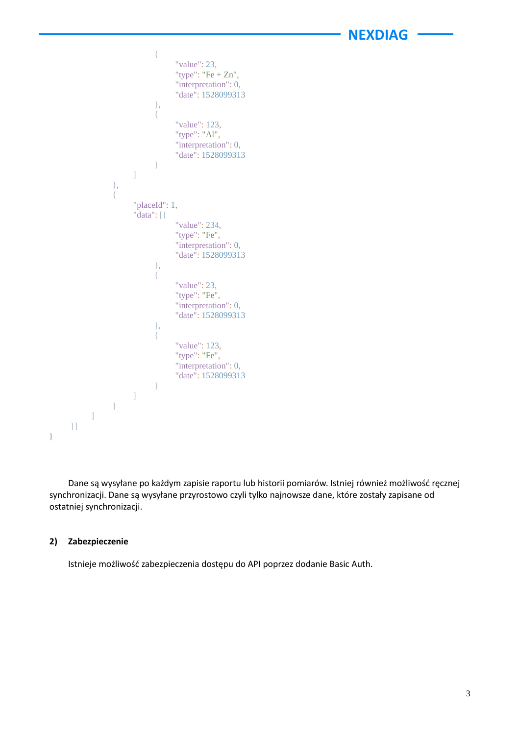```
                        {
                            "value": 23,
                            "type": "Fe + Zn",
                            "interpretation": 0,
                            "date": 1528099313
                        },
                        {
                            "value": 123,
                            "type": "Al",
                            "interpretation": 0,
                            "date": 1528099313
                        }
                    ]
                },
                {
                    "placeId": 1,
                    "data": [{
                            "value": 234,
                            "type": "Fe",
                            "interpretation": 0,
                            "date": 1528099313
                        },
                        {
                            "value": 23,
                            "type": "Fe",
                            "interpretation": 0,
                            "date": 1528099313
                        },
                        {
                            "value": 123,
                            "type": "Fe",
                            "interpretation": 0,
                            "date": 1528099313
                        }
                    ]
                }
            ]
        }]
}
```

Dane są wysyłane po każdym zapisie raportu lub historii pomiarów. Istniej również możliwość ręcznej synchronizacji. Dane są wysyłane przyrostowo czyli tylko najnowsze dane, które zostały zapisane od ostatniej synchronizacji.

**2) Zabezpieczenie**

Istnieje możliwość zabezpieczenia dostępu do API poprzez dodanie Basic Auth.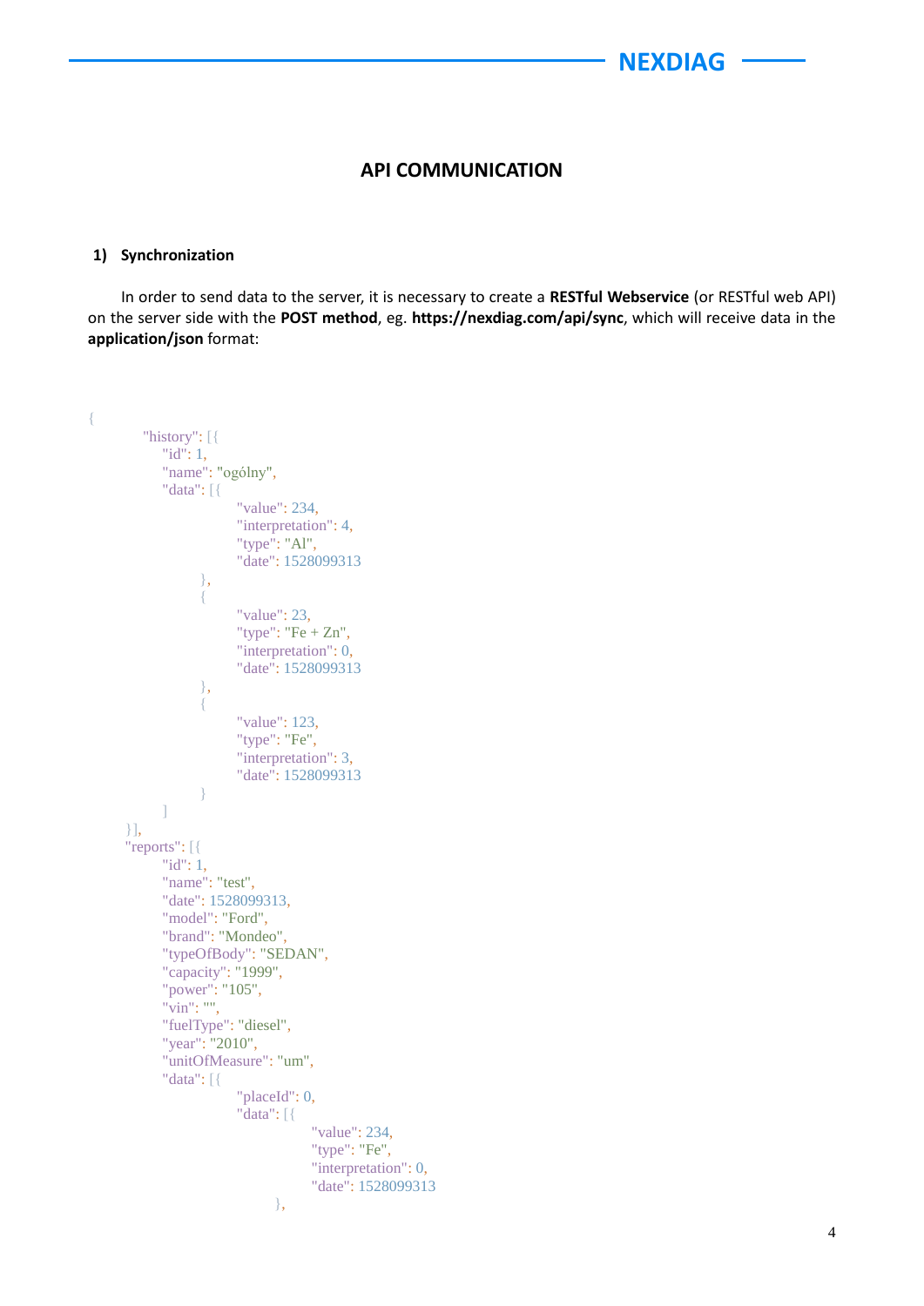## API COMMUNICATION

### 1) Synchronization

In order to send data to the server, it is necessary to create a **RESTful Webservice** (or RESTful web API) on the server side with the **POST method**, eg. **https://nexdiag.com/api/sync**, which will receive data in the **application/json** format:

```
{
    "history": [{
        "id": 1,
        "name": "ogólny",
        "data": [{
                "value": 234,
                "interpretation": 4,
                "type": "Al",
                "date": 1528099313
            },
            {
                "value": 23,
                "type": "Fe + Zn",
                "interpretation": 0,
                "date": 1528099313
            },
            {
                "value": 123,
                "type": "Fe",
                "interpretation": 3,
                "date": 1528099313
            }
        ]
    }],
    "reports": [{
        "id": 1,
        "name": "test",
        "date": 1528099313,
        "model": "Ford",
        "brand": "Mondeo",
        "typeOfBody": "SEDAN",
        "capacity": "1999",
        "power": "105",
        "vin": "",
        "fuelType": "diesel",
        "year": "2010",
        "unitOfMeasure": "um",
        "data": [{
                "placeId": 0,
                "data": [{
                        "value": 234,
                        "type": "Fe",
                        "interpretation": 0,
                        "date": 1528099313
                    },
```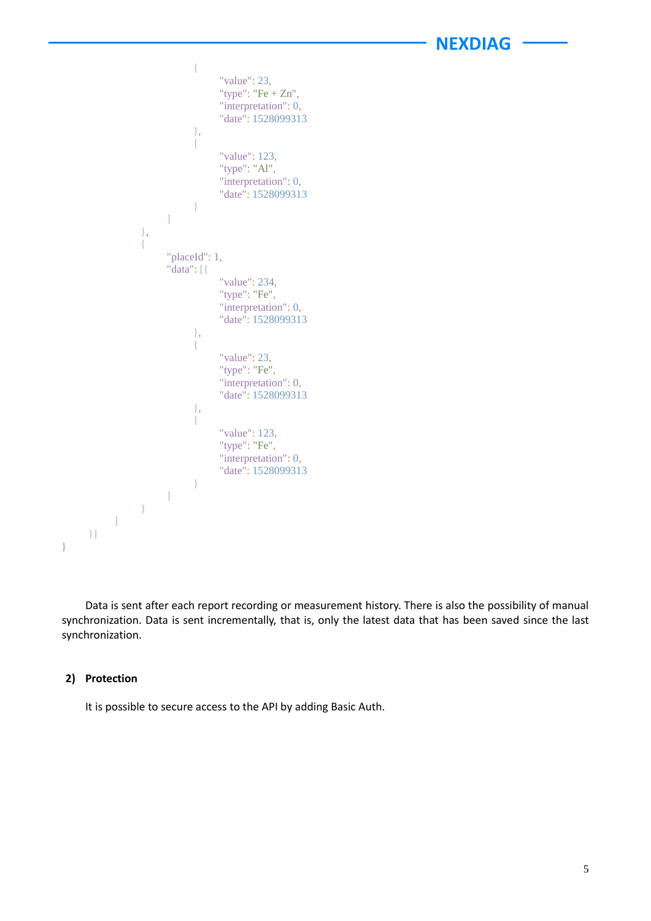```
                {
                    "value": 23,
                    "type": "Fe + Zn",
                    "interpretation": 0,
                    "date": 1528099313
                },
                {
                    "value": 123,
                    "type": "Al",
                    "interpretation": 0,
                    "date": 1528099313
                }
            ]
        },
        {
            "placeId": 1,
            "data": [{
                    "value": 234,
                    "type": "Fe",
                    "interpretation": 0,
                    "date": 1528099313
                },
                {
                    "value": 23,
                    "type": "Fe",
                    "interpretation": 0,
                    "date": 1528099313
                },
                {
                    "value": 123,
                    "type": "Fe",
                    "interpretation": 0,
                    "date": 1528099313
                }
            ]
        }
    ]
  }]
}
```

Data is sent after each report recording or measurement history. There is also the possibility of manual synchronization. Data is sent incrementally, that is, only the latest data that has been saved since the last synchronization.

## 2) Protection

It is possible to secure access to the API by adding Basic Auth.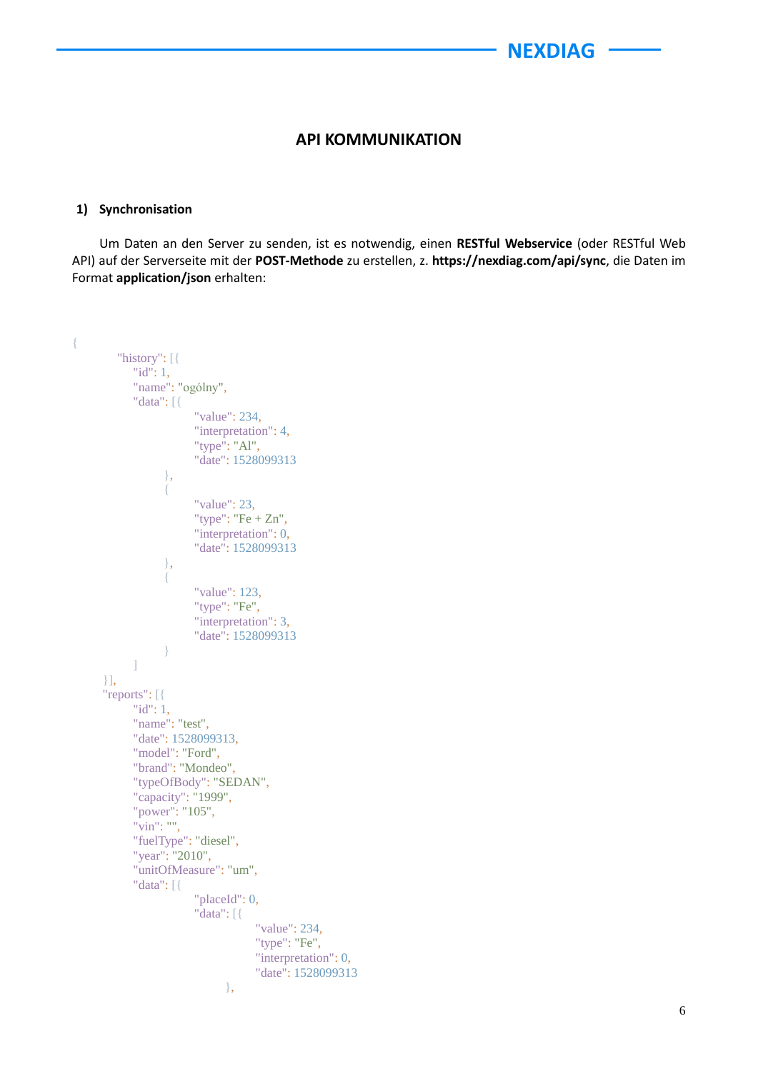## API KOMMUNIKATION

### 1) Synchronisation

Um Daten an den Server zu senden, ist es notwendig, einen **RESTful Webservice** (oder RESTful Web API) auf der Serverseite mit der **POST-Methode** zu erstellen, z. **https://nexdiag.com/api/sync**, die Daten im Format **application/json** erhalten:

```
{
        "history": [{
            "id": 1,
            "name": "ogólny",
            "data": [{
                        "value": 234,
                        "interpretation": 4,
                        "type": "Al",
                        "date": 1528099313
                },
                {
                        "value": 23,
                        "type": "Fe + Zn",
                        "interpretation": 0,
                        "date": 1528099313
                },
                {
                        "value": 123,
                        "type": "Fe",
                        "interpretation": 3,
                        "date": 1528099313
                }
            ]
        }],
        "reports": [{
            "id": 1,
            "name": "test",
            "date": 1528099313,
            "model": "Ford",
            "brand": "Mondeo",
            "typeOfBody": "SEDAN",
            "capacity": "1999",
            "power": "105",
            "vin": "",
            "fuelType": "diesel",
            "year": "2010",
            "unitOfMeasure": "um",
            "data": [{
                        "placeId": 0,
                        "data": [{
                                "value": 234,
                                "type": "Fe",
                                "interpretation": 0,
                                "date": 1528099313
                        },
```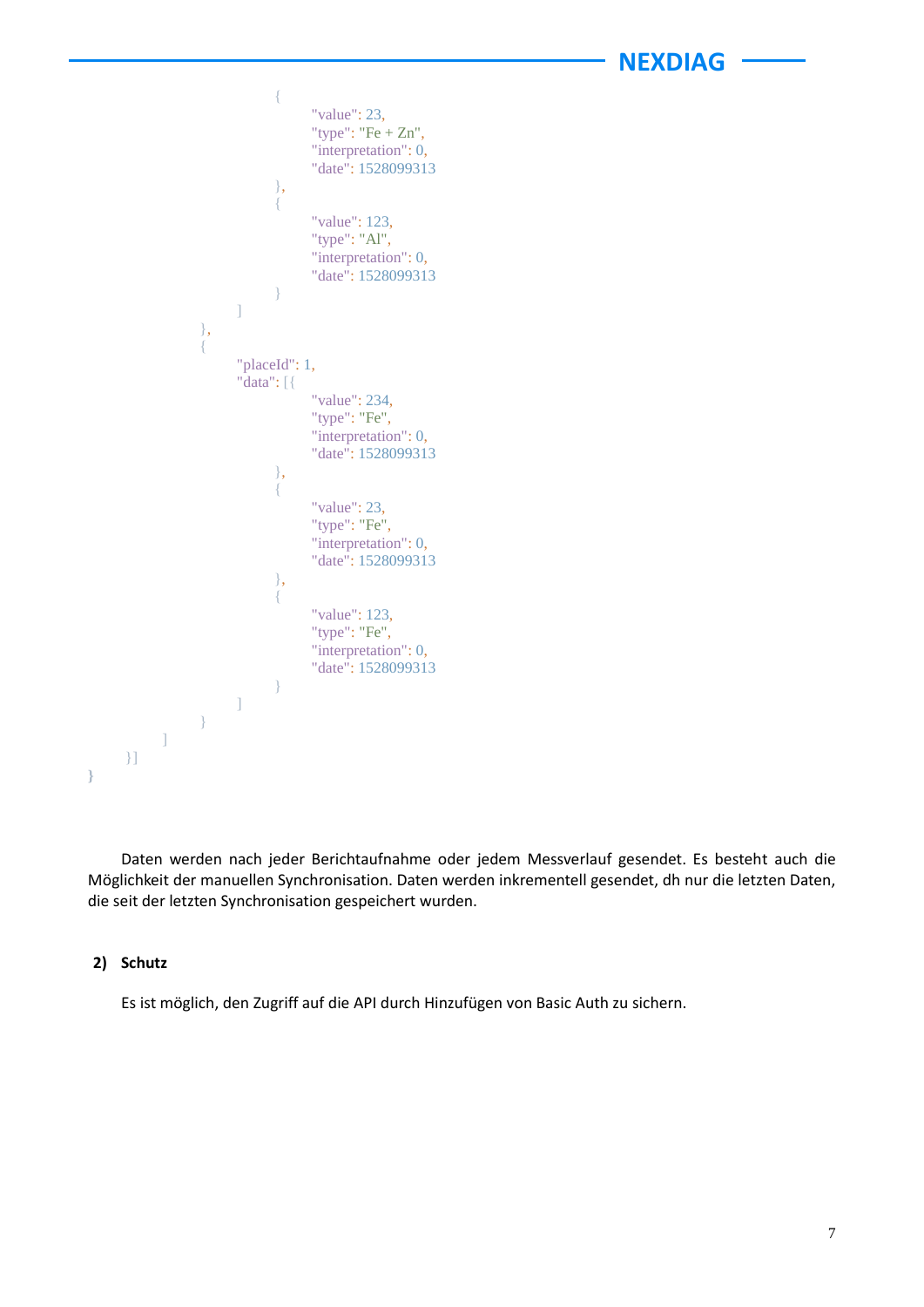```
                {
                    "value": 23,
                    "type": "Fe + Zn",
                    "interpretation": 0,
                    "date": 1528099313
                },
                {
                    "value": 123,
                    "type": "Al",
                    "interpretation": 0,
                    "date": 1528099313
                }
            ]
        },
        {
            "placeId": 1,
            "data": [{
                    "value": 234,
                    "type": "Fe",
                    "interpretation": 0,
                    "date": 1528099313
                },
                {
                    "value": 23,
                    "type": "Fe",
                    "interpretation": 0,
                    "date": 1528099313
                },
                {
                    "value": 123,
                    "type": "Fe",
                    "interpretation": 0,
                    "date": 1528099313
                }
            ]
        }
    ]
  }]
}
```

Daten werden nach jeder Berichtaufnahme oder jedem Messverlauf gesendet. Es besteht auch die Möglichkeit der manuellen Synchronisation. Daten werden inkrementell gesendet, dh nur die letzten Daten, die seit der letzten Synchronisation gespeichert wurden.

**2) Schutz**

Es ist möglich, den Zugriff auf die API durch Hinzufügen von Basic Auth zu sichern.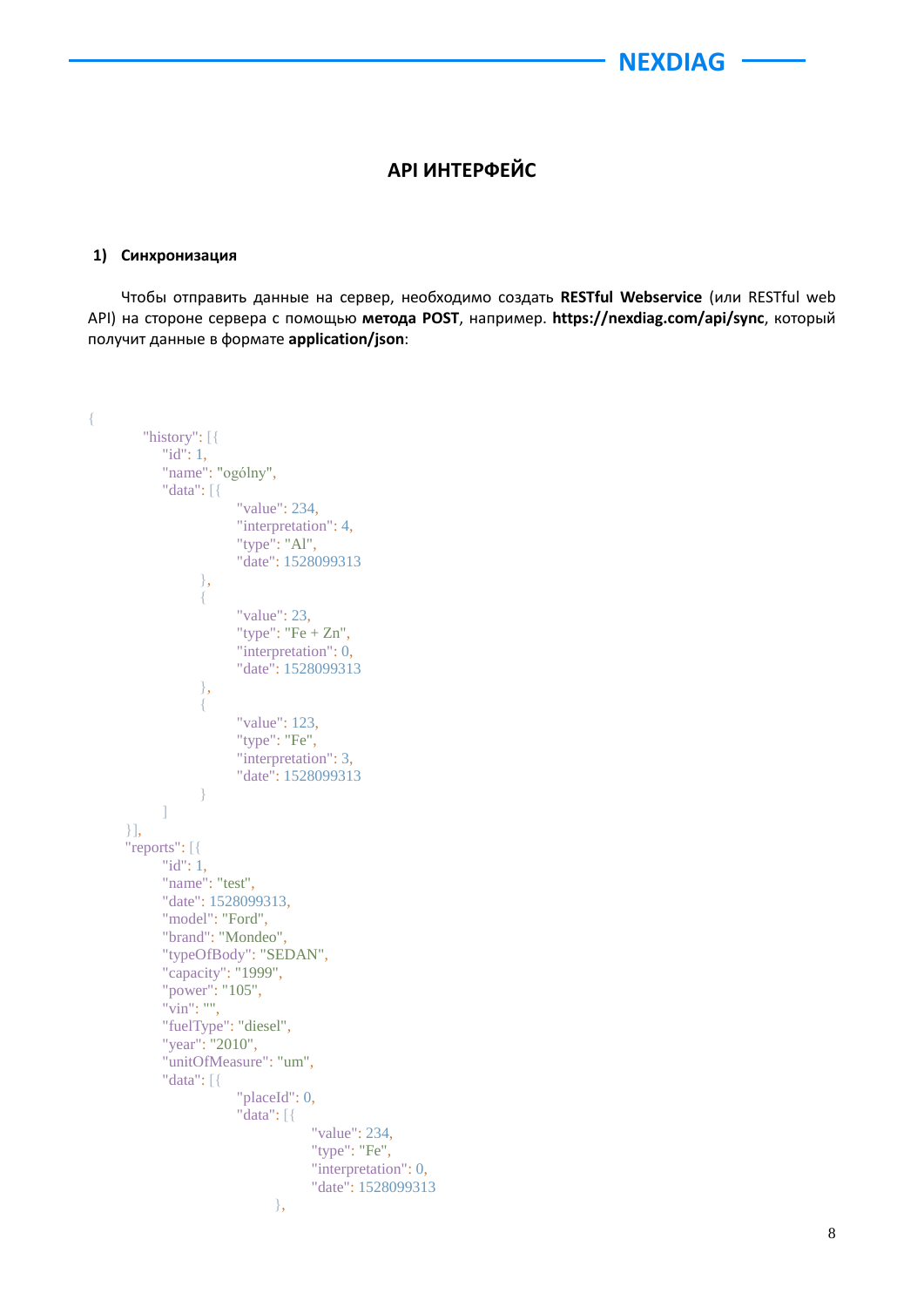## API ИНТЕРФЕЙС

**1) Синхронизация**

Чтобы отправить данные на сервер, необходимо создать **RESTful Webservice** (или RESTful web API) на стороне сервера с помощью **метода POST**, например. **https://nexdiag.com/api/sync**, который получит данные в формате **application/json**:

```
{
    "history": [{
        "id": 1,
        "name": "ogólny",
        "data": [{
                "value": 234,
                "interpretation": 4,
                "type": "Al",
                "date": 1528099313
            },
            {
                "value": 23,
                "type": "Fe + Zn",
                "interpretation": 0,
                "date": 1528099313
            },
            {
                "value": 123,
                "type": "Fe",
                "interpretation": 3,
                "date": 1528099313
            }
        ]
    }],
    "reports": [{
        "id": 1,
        "name": "test",
        "date": 1528099313,
        "model": "Ford",
        "brand": "Mondeo",
        "typeOfBody": "SEDAN",
        "capacity": "1999",
        "power": "105",
        "vin": "",
        "fuelType": "diesel",
        "year": "2010",
        "unitOfMeasure": "um",
        "data": [{
                "placeId": 0,
                "data": [{
                        "value": 234,
                        "type": "Fe",
                        "interpretation": 0,
                        "date": 1528099313
                    },
```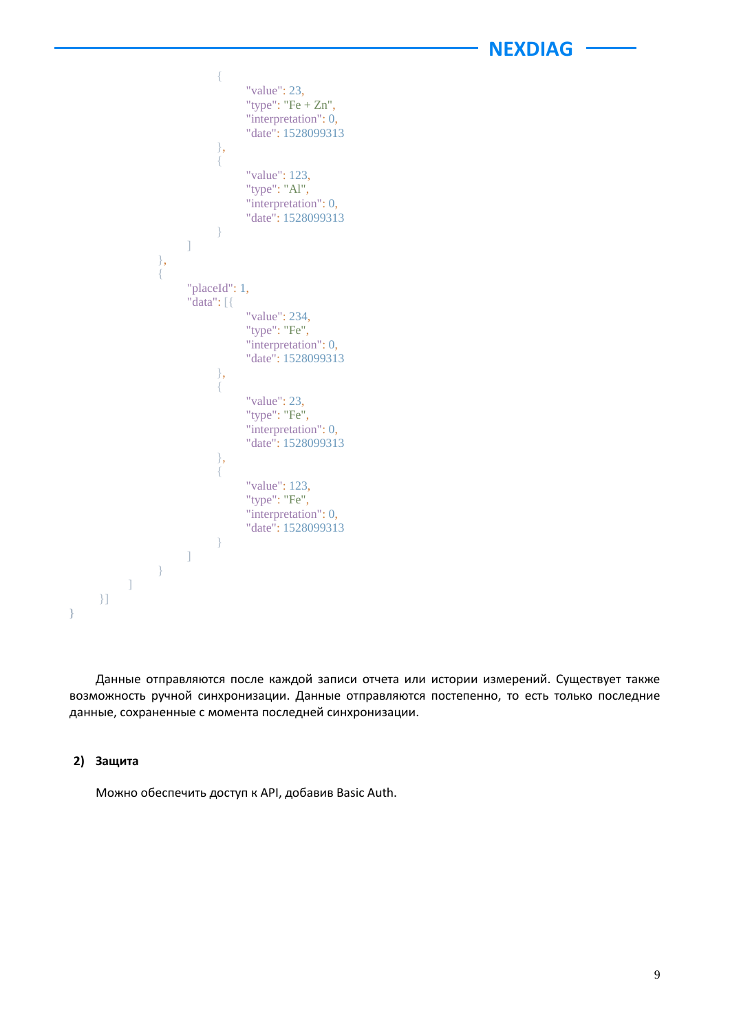```
                {
                    "value": 23,
                    "type": "Fe + Zn",
                    "interpretation": 0,
                    "date": 1528099313
                },
                {
                    "value": 123,
                    "type": "Al",
                    "interpretation": 0,
                    "date": 1528099313
                }
            ]
        },
        {
            "placeId": 1,
            "data": [{
                    "value": 234,
                    "type": "Fe",
                    "interpretation": 0,
                    "date": 1528099313
                },
                {
                    "value": 23,
                    "type": "Fe",
                    "interpretation": 0,
                    "date": 1528099313
                },
                {
                    "value": 123,
                    "type": "Fe",
                    "interpretation": 0,
                    "date": 1528099313
                }
            ]
        }
    ]
  }]
}
```

Данные отправляются после каждой записи отчета или истории измерений. Существует также возможность ручной синхронизации. Данные отправляются постепенно, то есть только последние данные, сохраненные с момента последней синхронизации.

**2) Защита**

Можно обеспечить доступ к API, добавив Basic Auth.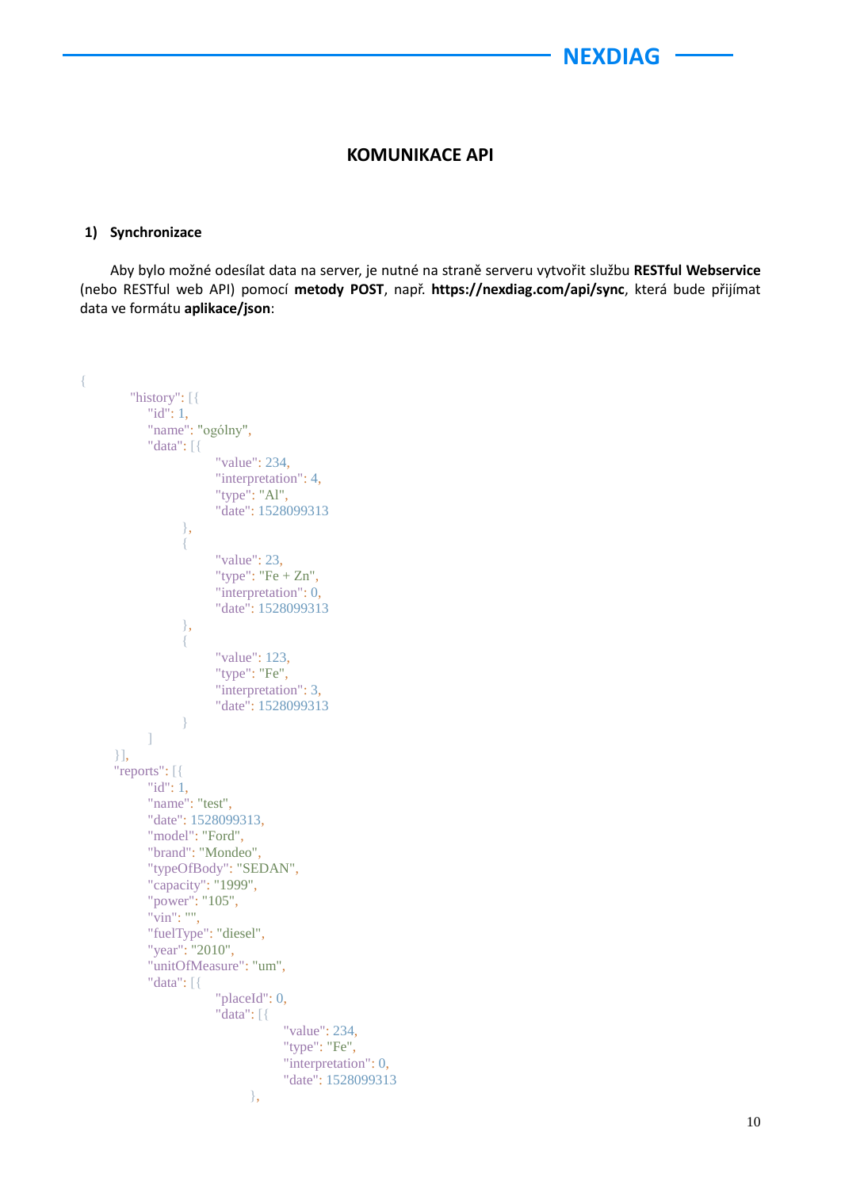# KOMUNIKACE API

## 1) Synchronizace

Aby bylo možné odesílat data na server, je nutné na straně serveru vytvořit službu **RESTful Webservice** (nebo RESTful web API) pomocí **metody POST**, např. **https://nexdiag.com/api/sync**, která bude přijímat data ve formátu **aplikace/json**:

```
{
        "history": [{
            "id": 1,
            "name": "ogólny",
            "data": [{
                    "value": 234,
                    "interpretation": 4,
                    "type": "Al",
                    "date": 1528099313
                },
                {
                    "value": 23,
                    "type": "Fe + Zn",
                    "interpretation": 0,
                    "date": 1528099313
                },
                {
                    "value": 123,
                    "type": "Fe",
                    "interpretation": 3,
                    "date": 1528099313
                }
            ]
        }],
        "reports": [{
            "id": 1,
            "name": "test",
            "date": 1528099313,
            "model": "Ford",
            "brand": "Mondeo",
            "typeOfBody": "SEDAN",
            "capacity": "1999",
            "power": "105",
            "vin": "",
            "fuelType": "diesel",
            "year": "2010",
            "unitOfMeasure": "um",
            "data": [{
                    "placeId": 0,
                    "data": [{
                            "value": 234,
                            "type": "Fe",
                            "interpretation": 0,
                            "date": 1528099313
                        },
```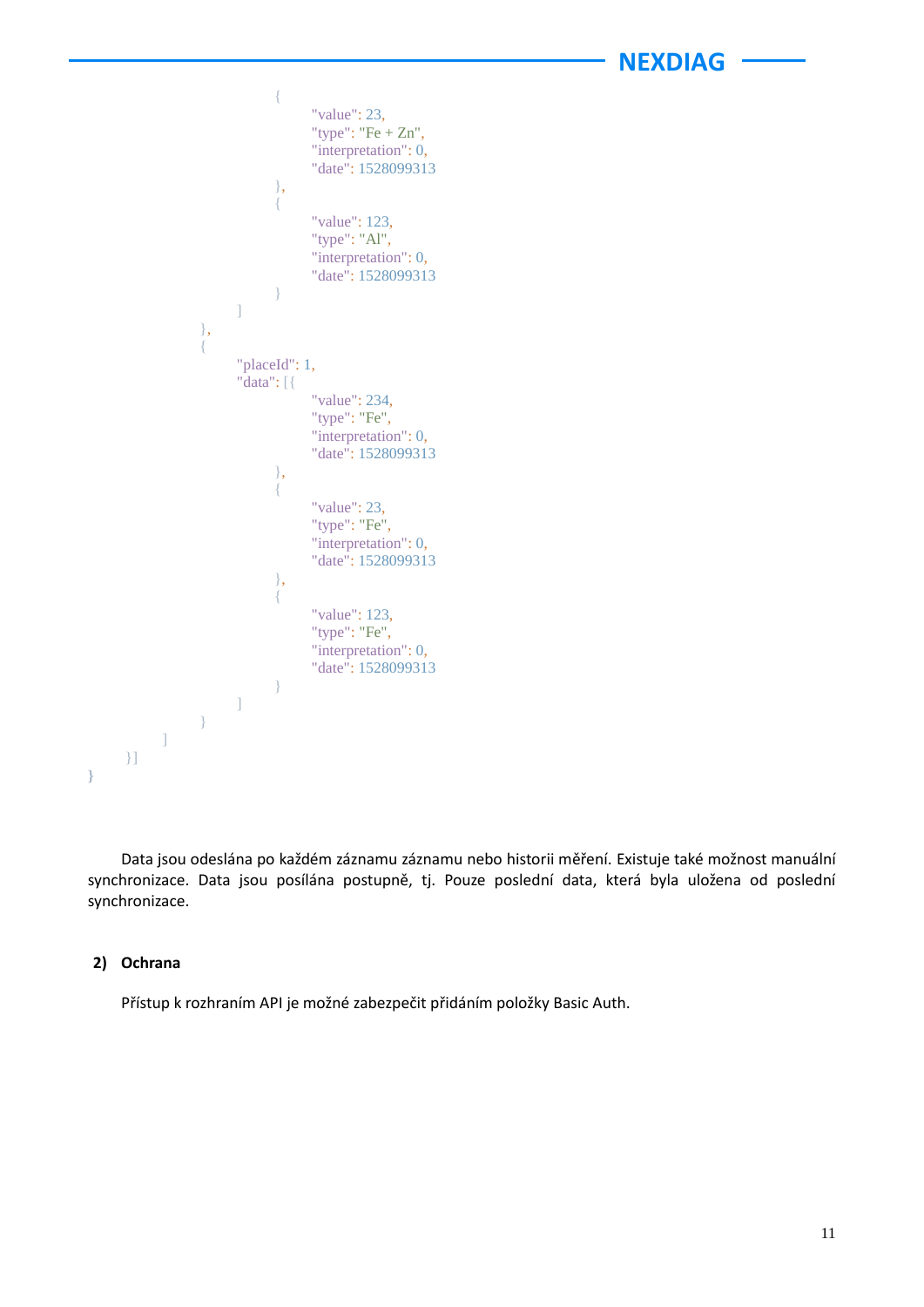```
                                {
                                        "value": 23,
                                        "type": "Fe + Zn",
                                        "interpretation": 0,
                                        "date": 1528099313
                                },
                                {
                                        "value": 123,
                                        "type": "Al",
                                        "interpretation": 0,
                                        "date": 1528099313
                                }
                        ]
                },
                {
                        "placeId": 1,
                        "data": [{
                                        "value": 234,
                                        "type": "Fe",
                                        "interpretation": 0,
                                        "date": 1528099313
                                },
                                {
                                        "value": 23,
                                        "type": "Fe",
                                        "interpretation": 0,
                                        "date": 1528099313
                                },
                                {
                                        "value": 123,
                                        "type": "Fe",
                                        "interpretation": 0,
                                        "date": 1528099313
                                }
                        ]
                }
        ]
    }]
}
```

Data jsou odeslána po každém záznamu záznamu nebo historii měření. Existuje také možnost manuální synchronizace. Data jsou posílána postupně, tj. Pouze poslední data, která byla uložena od poslední synchronizace.

## 2) Ochrana

Přístup k rozhraním API je možné zabezpečit přidáním položky Basic Auth.